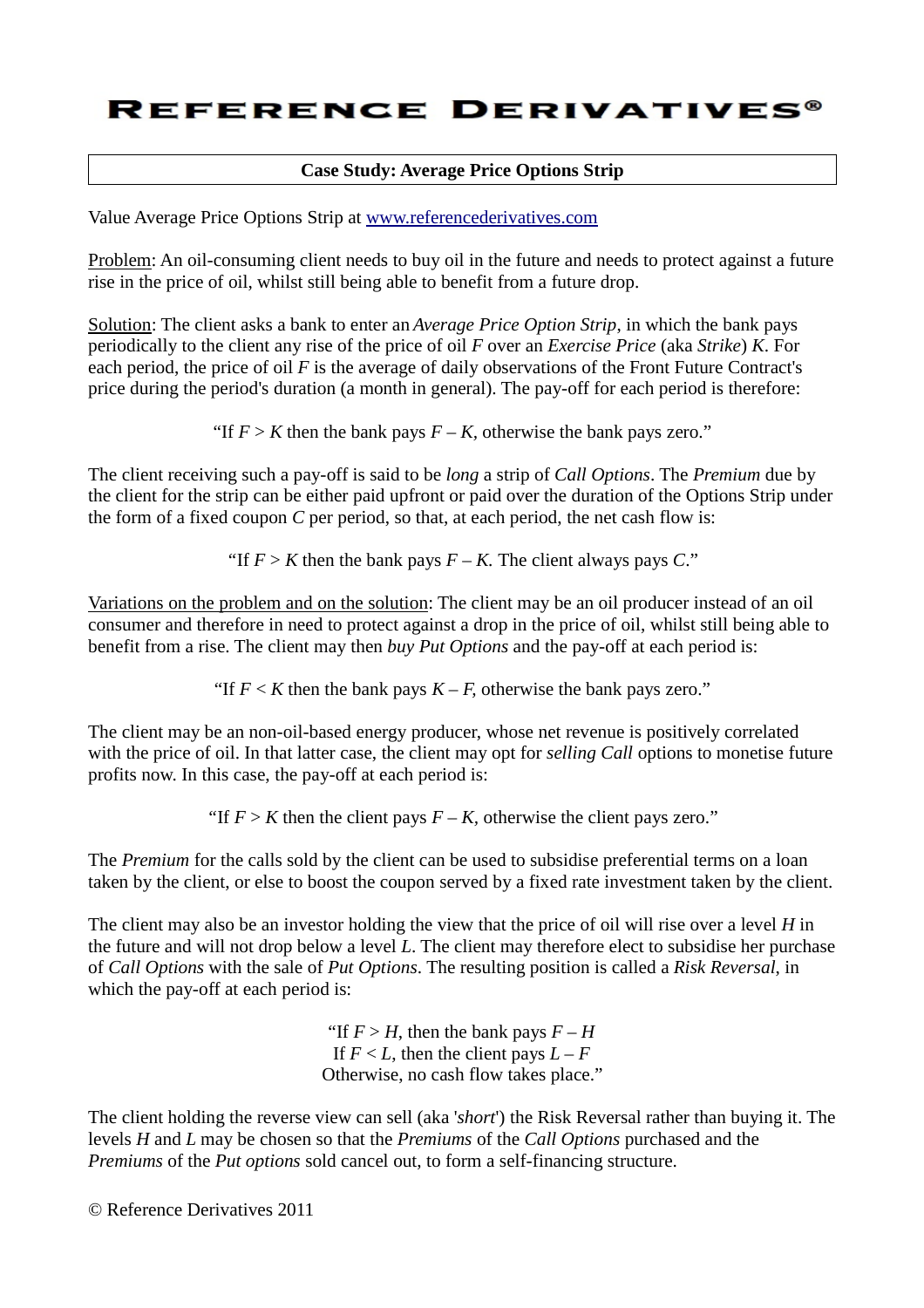# REFERENCE DERIVATIVES®

## Case Study: Average Price Options Strip

Value Average Price Options Strip at [www.referencederivatives.com](http://www.referencederivatives.com)

Problem: An oil-consuming client needs to buy oil in the future and needs to protect against a future rise in the price of oil, whilst still being able to benefit from a future drop.

Solution: The client asks a bank to enter an *Average Price Option Strip*, in which the bank pays periodically to the client any rise of the price of oil $F$ over an *Exercise Price* (aka *Strike*) $K$. For each period, the price of oil $F$ is the average of daily observations of the Front Future Contract's price during the period's duration (a month in general). The pay-off for each period is therefore:

"If $F > K$ then the bank pays $F - K$, otherwise the bank pays zero."

The client receiving such a pay-off is said to be *long* a strip of *Call Options*. The *Premium* due by the client for the strip can be either paid upfront or paid over the duration of the Options Strip under the form of a fixed coupon $C$ per period, so that, at each period, the net cash flow is:

"If $F > K$ then the bank pays $F - K$. The client always pays $C$."

Variations on the problem and on the solution: The client may be an oil producer instead of an oil consumer and therefore in need to protect against a drop in the price of oil, whilst still being able to benefit from a rise. The client may then *buy Put Options* and the pay-off at each period is:

"If $F < K$ then the bank pays $K - F$, otherwise the bank pays zero."

The client may be an non-oil-based energy producer, whose net revenue is positively correlated with the price of oil. In that latter case, the client may opt for *selling Call* options to monetise future profits now. In this case, the pay-off at each period is:

"If $F > K$ then the client pays $F - K$, otherwise the client pays zero."

The *Premium* for the calls sold by the client can be used to subsidise preferential terms on a loan taken by the client, or else to boost the coupon served by a fixed rate investment taken by the client.

The client may also be an investor holding the view that the price of oil will rise over a level $H$ in the future and will not drop below a level $L$. The client may therefore elect to subsidise her purchase of *Call Options* with the sale of *Put Options*. The resulting position is called a *Risk Reversal*, in which the pay-off at each period is:

"If $F > H$, then the bank pays $F - H$
If $F < L$, then the client pays $L - F$
Otherwise, no cash flow takes place."

The client holding the reverse view can sell (aka '*short*') the Risk Reversal rather than buying it. The levels $H$ and $L$ may be chosen so that the *Premiums* of the *Call Options* purchased and the *Premiums* of the *Put options* sold cancel out, to form a self-financing structure.

© Reference Derivatives 2011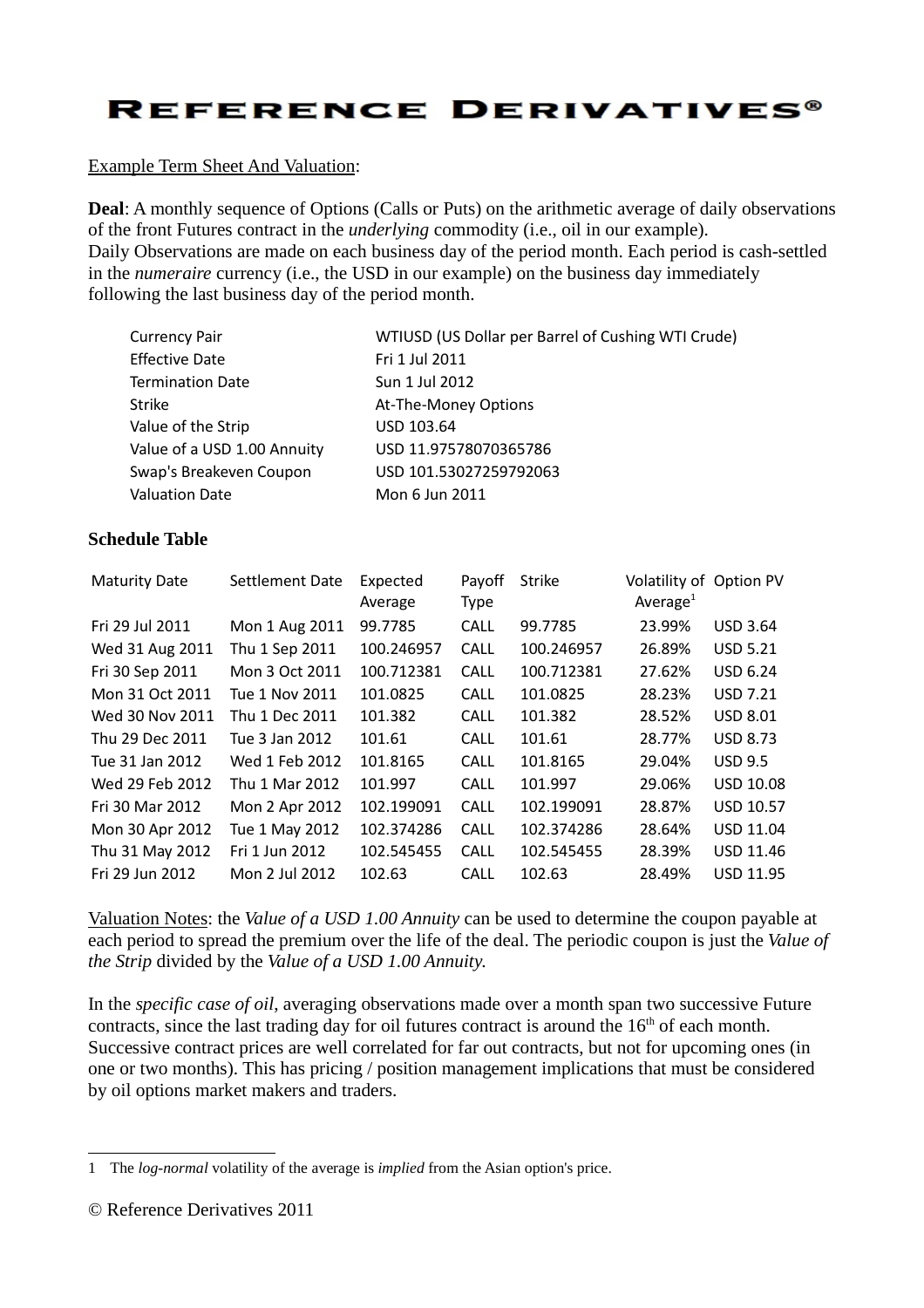# REFERENCE DERIVATIVES®

Example Term Sheet And Valuation:

**Deal**: A monthly sequence of Options (Calls or Puts) on the arithmetic average of daily observations of the front Futures contract in the *underlying* commodity (i.e., oil in our example).
Daily Observations are made on each business day of the period month. Each period is cash-settled in the *numeraire* currency (i.e., the USD in our example) on the business day immediately following the last business day of the period month.

| | |
|---|---|
| Currency Pair | WTIUSD (US Dollar per Barrel of Cushing WTI Crude) |
| Effective Date | Fri 1 Jul 2011 |
| Termination Date | Sun 1 Jul 2012 |
| Strike | At-The-Money Options |
| Value of the Strip | USD 103.64 |
| Value of a USD 1.00 Annuity | USD 11.97578070365786 |
| Swap's Breakeven Coupon | USD 101.53027259792063 |
| Valuation Date | Mon 6 Jun 2011 |

**Schedule Table**

| Maturity Date | Settlement Date | Expected Average | Payoff Type | Strike | Volatility of Average[1] | Option PV |
|---|---|---|---|---|---|---|
| Fri 29 Jul 2011 | Mon 1 Aug 2011 | 99.7785 | CALL | 99.7785 | 23.99% | USD 3.64 |
| Wed 31 Aug 2011 | Thu 1 Sep 2011 | 100.246957 | CALL | 100.246957 | 26.89% | USD 5.21 |
| Fri 30 Sep 2011 | Mon 3 Oct 2011 | 100.712381 | CALL | 100.712381 | 27.62% | USD 6.24 |
| Mon 31 Oct 2011 | Tue 1 Nov 2011 | 101.0825 | CALL | 101.0825 | 28.23% | USD 7.21 |
| Wed 30 Nov 2011 | Thu 1 Dec 2011 | 101.382 | CALL | 101.382 | 28.52% | USD 8.01 |
| Thu 29 Dec 2011 | Tue 3 Jan 2012 | 101.61 | CALL | 101.61 | 28.77% | USD 8.73 |
| Tue 31 Jan 2012 | Wed 1 Feb 2012 | 101.8165 | CALL | 101.8165 | 29.04% | USD 9.5 |
| Wed 29 Feb 2012 | Thu 1 Mar 2012 | 101.997 | CALL | 101.997 | 29.06% | USD 10.08 |
| Fri 30 Mar 2012 | Mon 2 Apr 2012 | 102.199091 | CALL | 102.199091 | 28.87% | USD 10.57 |
| Mon 30 Apr 2012 | Tue 1 May 2012 | 102.374286 | CALL | 102.374286 | 28.64% | USD 11.04 |
| Thu 31 May 2012 | Fri 1 Jun 2012 | 102.545455 | CALL | 102.545455 | 28.39% | USD 11.46 |
| Fri 29 Jun 2012 | Mon 2 Jul 2012 | 102.63 | CALL | 102.63 | 28.49% | USD 11.95 |

Valuation Notes: the *Value of a USD 1.00 Annuity* can be used to determine the coupon payable at each period to spread the premium over the life of the deal. The periodic coupon is just the *Value of the Strip* divided by the *Value of a USD 1.00 Annuity.*

In the *specific case of oil*, averaging observations made over a month span two successive Future contracts, since the last trading day for oil futures contract is around the 16th of each month. Successive contract prices are well correlated for far out contracts, but not for upcoming ones (in one or two months). This has pricing / position management implications that must be considered by oil options market makers and traders.

1 The *log-normal* volatility of the average is *implied* from the Asian option's price.

© Reference Derivatives 2011